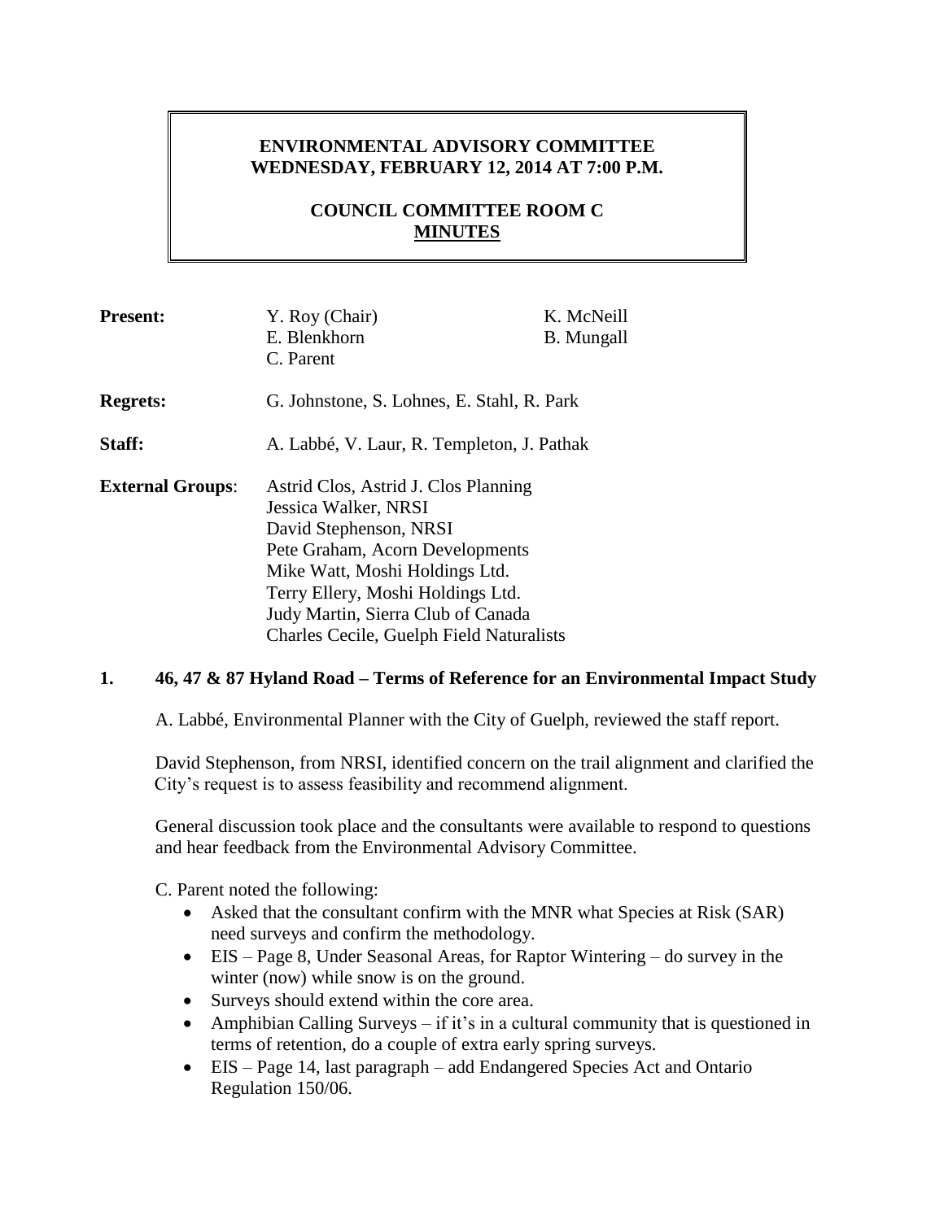# ENVIRONMENTAL ADVISORY COMMITTEE
# WEDNESDAY, FEBRUARY 12, 2014 AT 7:00 P.M.

## COUNCIL COMMITTEE ROOM C
## MINUTES

| | | |
|---|---|---|
| **Present:** | Y. Roy (Chair)<br>E. Blenkhorn<br>C. Parent | K. McNeill<br>B. Mungall |
| **Regrets:** | G. Johnstone, S. Lohnes, E. Stahl, R. Park | |
| **Staff:** | A. Labbé, V. Laur, R. Templeton, J. Pathak | |
| **External Groups**: | Astrid Clos, Astrid J. Clos Planning<br>Jessica Walker, NRSI<br>David Stephenson, NRSI<br>Pete Graham, Acorn Developments<br>Mike Watt, Moshi Holdings Ltd.<br>Terry Ellery, Moshi Holdings Ltd.<br>Judy Martin, Sierra Club of Canada<br>Charles Cecile, Guelph Field Naturalists | |

## 1. 46, 47 & 87 Hyland Road – Terms of Reference for an Environmental Impact Study

A. Labbé, Environmental Planner with the City of Guelph, reviewed the staff report.

David Stephenson, from NRSI, identified concern on the trail alignment and clarified the City's request is to assess feasibility and recommend alignment.

General discussion took place and the consultants were available to respond to questions and hear feedback from the Environmental Advisory Committee.

C. Parent noted the following:

- Asked that the consultant confirm with the MNR what Species at Risk (SAR) need surveys and confirm the methodology.
- EIS – Page 8, Under Seasonal Areas, for Raptor Wintering – do survey in the winter (now) while snow is on the ground.
- Surveys should extend within the core area.
- Amphibian Calling Surveys – if it's in a cultural community that is questioned in terms of retention, do a couple of extra early spring surveys.
- EIS – Page 14, last paragraph – add Endangered Species Act and Ontario Regulation 150/06.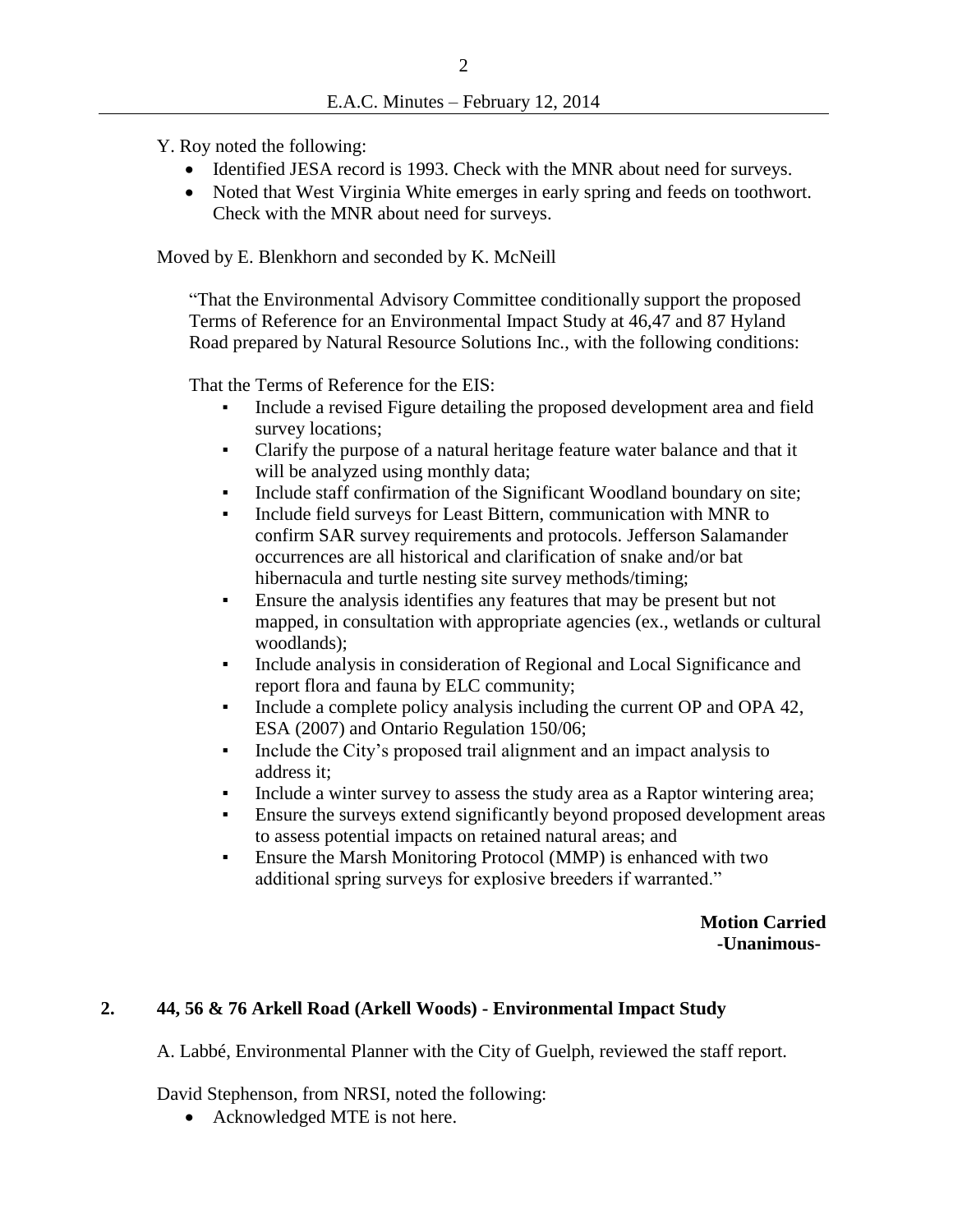Y. Roy noted the following:

- Identified JESA record is 1993. Check with the MNR about need for surveys.
- Noted that West Virginia White emerges in early spring and feeds on toothwort. Check with the MNR about need for surveys.

Moved by E. Blenkhorn and seconded by K. McNeill

"That the Environmental Advisory Committee conditionally support the proposed Terms of Reference for an Environmental Impact Study at 46,47 and 87 Hyland Road prepared by Natural Resource Solutions Inc., with the following conditions:

That the Terms of Reference for the EIS:

- Include a revised Figure detailing the proposed development area and field survey locations;
- Clarify the purpose of a natural heritage feature water balance and that it will be analyzed using monthly data;
- Include staff confirmation of the Significant Woodland boundary on site;
- Include field surveys for Least Bittern, communication with MNR to confirm SAR survey requirements and protocols. Jefferson Salamander occurrences are all historical and clarification of snake and/or bat hibernacula and turtle nesting site survey methods/timing;
- Ensure the analysis identifies any features that may be present but not mapped, in consultation with appropriate agencies (ex., wetlands or cultural woodlands);
- Include analysis in consideration of Regional and Local Significance and report flora and fauna by ELC community;
- Include a complete policy analysis including the current OP and OPA 42, ESA (2007) and Ontario Regulation 150/06;
- Include the City's proposed trail alignment and an impact analysis to address it;
- Include a winter survey to assess the study area as a Raptor wintering area;
- Ensure the surveys extend significantly beyond proposed development areas to assess potential impacts on retained natural areas; and
- Ensure the Marsh Monitoring Protocol (MMP) is enhanced with two additional spring surveys for explosive breeders if warranted."

**Motion Carried**
**-Unanimous-**

## 2. 44, 56 & 76 Arkell Road (Arkell Woods) - Environmental Impact Study

A. Labbé, Environmental Planner with the City of Guelph, reviewed the staff report.

David Stephenson, from NRSI, noted the following:

- Acknowledged MTE is not here.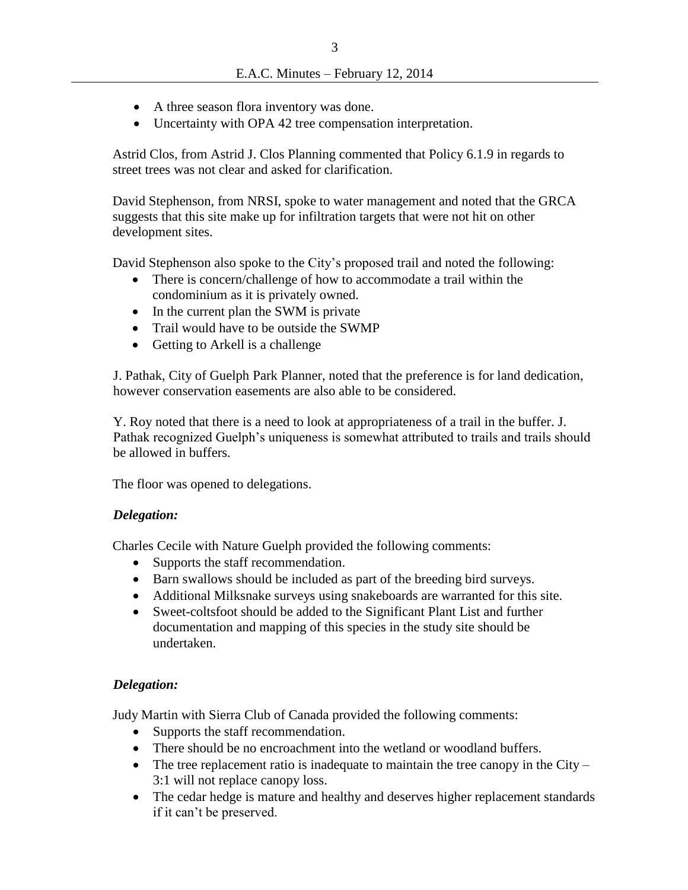- A three season flora inventory was done.
- Uncertainty with OPA 42 tree compensation interpretation.

Astrid Clos, from Astrid J. Clos Planning commented that Policy 6.1.9 in regards to street trees was not clear and asked for clarification.

David Stephenson, from NRSI, spoke to water management and noted that the GRCA suggests that this site make up for infiltration targets that were not hit on other development sites.

David Stephenson also spoke to the City's proposed trail and noted the following:

- There is concern/challenge of how to accommodate a trail within the condominium as it is privately owned.
- In the current plan the SWM is private
- Trail would have to be outside the SWMP
- Getting to Arkell is a challenge

J. Pathak, City of Guelph Park Planner, noted that the preference is for land dedication, however conservation easements are also able to be considered.

Y. Roy noted that there is a need to look at appropriateness of a trail in the buffer. J. Pathak recognized Guelph's uniqueness is somewhat attributed to trails and trails should be allowed in buffers.

The floor was opened to delegations.

***Delegation:***

Charles Cecile with Nature Guelph provided the following comments:

- Supports the staff recommendation.
- Barn swallows should be included as part of the breeding bird surveys.
- Additional Milksnake surveys using snakeboards are warranted for this site.
- Sweet-coltsfoot should be added to the Significant Plant List and further documentation and mapping of this species in the study site should be undertaken.

***Delegation:***

Judy Martin with Sierra Club of Canada provided the following comments:

- Supports the staff recommendation.
- There should be no encroachment into the wetland or woodland buffers.
- The tree replacement ratio is inadequate to maintain the tree canopy in the City – 3:1 will not replace canopy loss.
- The cedar hedge is mature and healthy and deserves higher replacement standards if it can't be preserved.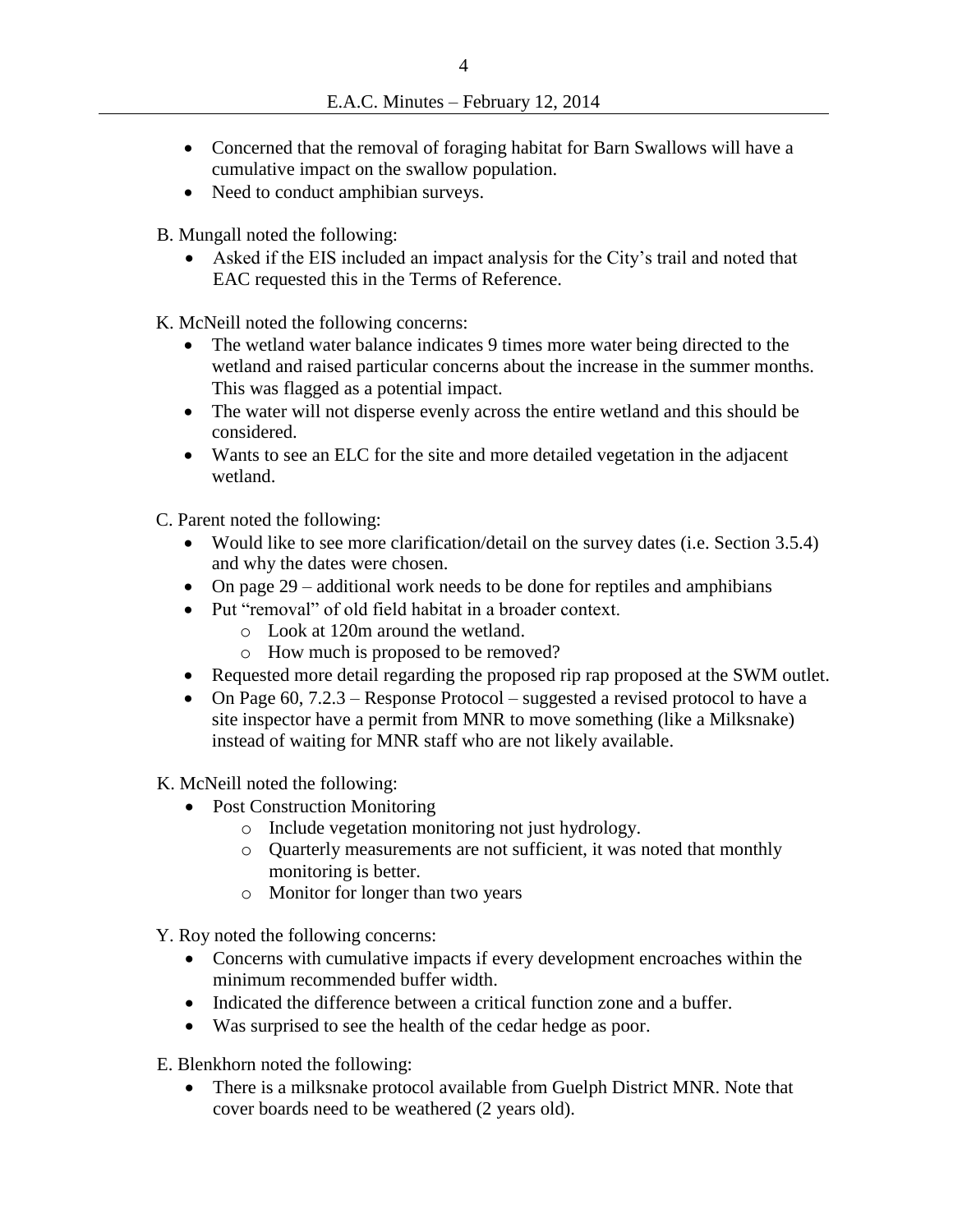- Concerned that the removal of foraging habitat for Barn Swallows will have a cumulative impact on the swallow population.
- Need to conduct amphibian surveys.

B. Mungall noted the following:

- Asked if the EIS included an impact analysis for the City's trail and noted that EAC requested this in the Terms of Reference.

K. McNeill noted the following concerns:

- The wetland water balance indicates 9 times more water being directed to the wetland and raised particular concerns about the increase in the summer months. This was flagged as a potential impact.
- The water will not disperse evenly across the entire wetland and this should be considered.
- Wants to see an ELC for the site and more detailed vegetation in the adjacent wetland.

C. Parent noted the following:

- Would like to see more clarification/detail on the survey dates (i.e. Section 3.5.4) and why the dates were chosen.
- On page 29 – additional work needs to be done for reptiles and amphibians
- Put "removal" of old field habitat in a broader context.
  - Look at 120m around the wetland.
  - How much is proposed to be removed?
- Requested more detail regarding the proposed rip rap proposed at the SWM outlet.
- On Page 60, 7.2.3 – Response Protocol – suggested a revised protocol to have a site inspector have a permit from MNR to move something (like a Milksnake) instead of waiting for MNR staff who are not likely available.

K. McNeill noted the following:

- Post Construction Monitoring
  - Include vegetation monitoring not just hydrology.
  - Quarterly measurements are not sufficient, it was noted that monthly monitoring is better.
  - Monitor for longer than two years

Y. Roy noted the following concerns:

- Concerns with cumulative impacts if every development encroaches within the minimum recommended buffer width.
- Indicated the difference between a critical function zone and a buffer.
- Was surprised to see the health of the cedar hedge as poor.

E. Blenkhorn noted the following:

- There is a milksnake protocol available from Guelph District MNR. Note that cover boards need to be weathered (2 years old).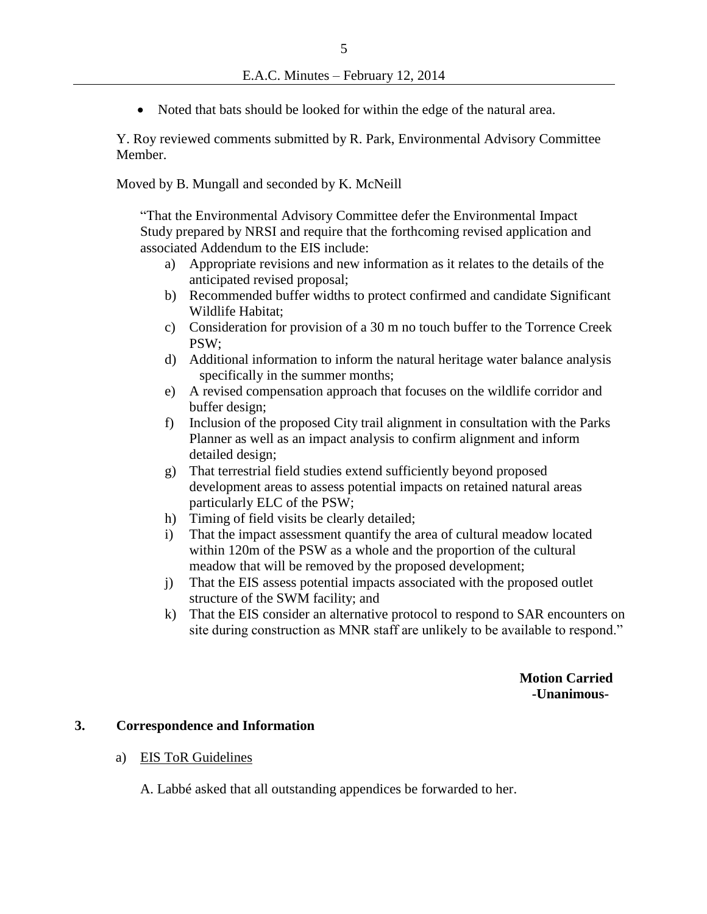- Noted that bats should be looked for within the edge of the natural area.

Y. Roy reviewed comments submitted by R. Park, Environmental Advisory Committee Member.

Moved by B. Mungall and seconded by K. McNeill

> "That the Environmental Advisory Committee defer the Environmental Impact Study prepared by NRSI and require that the forthcoming revised application and associated Addendum to the EIS include:
>
> a) Appropriate revisions and new information as it relates to the details of the anticipated revised proposal;
> b) Recommended buffer widths to protect confirmed and candidate Significant Wildlife Habitat;
> c) Consideration for provision of a 30 m no touch buffer to the Torrence Creek PSW;
> d) Additional information to inform the natural heritage water balance analysis specifically in the summer months;
> e) A revised compensation approach that focuses on the wildlife corridor and buffer design;
> f) Inclusion of the proposed City trail alignment in consultation with the Parks Planner as well as an impact analysis to confirm alignment and inform detailed design;
> g) That terrestrial field studies extend sufficiently beyond proposed development areas to assess potential impacts on retained natural areas particularly ELC of the PSW;
> h) Timing of field visits be clearly detailed;
> i) That the impact assessment quantify the area of cultural meadow located within 120m of the PSW as a whole and the proportion of the cultural meadow that will be removed by the proposed development;
> j) That the EIS assess potential impacts associated with the proposed outlet structure of the SWM facility; and
> k) That the EIS consider an alternative protocol to respond to SAR encounters on site during construction as MNR staff are unlikely to be available to respond."

**Motion Carried**
**-Unanimous-**

## 3. Correspondence and Information

a) EIS ToR Guidelines

A. Labbé asked that all outstanding appendices be forwarded to her.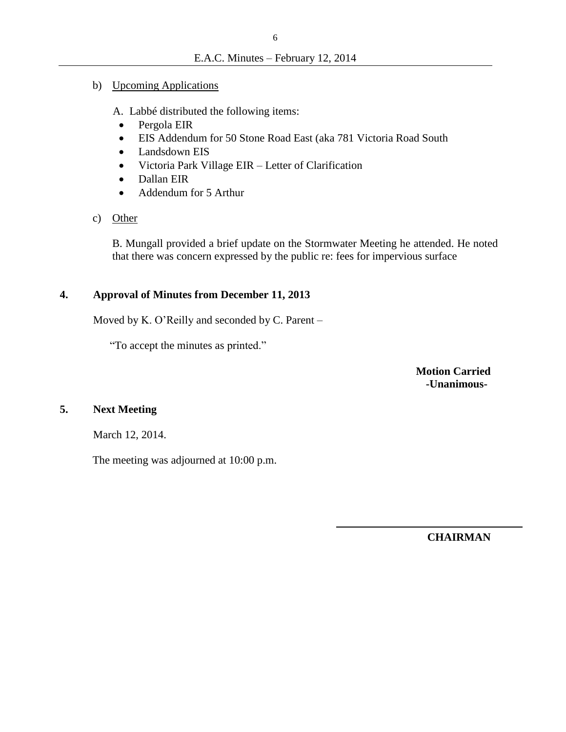b) Upcoming Applications

A. Labbé distributed the following items:

- Pergola EIR
- EIS Addendum for 50 Stone Road East (aka 781 Victoria Road South
- Landsdown EIS
- Victoria Park Village EIR – Letter of Clarification
- Dallan EIR
- Addendum for 5 Arthur

c) Other

B. Mungall provided a brief update on the Stormwater Meeting he attended. He noted that there was concern expressed by the public re: fees for impervious surface

## 4. Approval of Minutes from December 11, 2013

Moved by K. O'Reilly and seconded by C. Parent –

"To accept the minutes as printed."

**Motion Carried**
**-Unanimous-**

## 5. Next Meeting

March 12, 2014.

The meeting was adjourned at 10:00 p.m.

**CHAIRMAN**